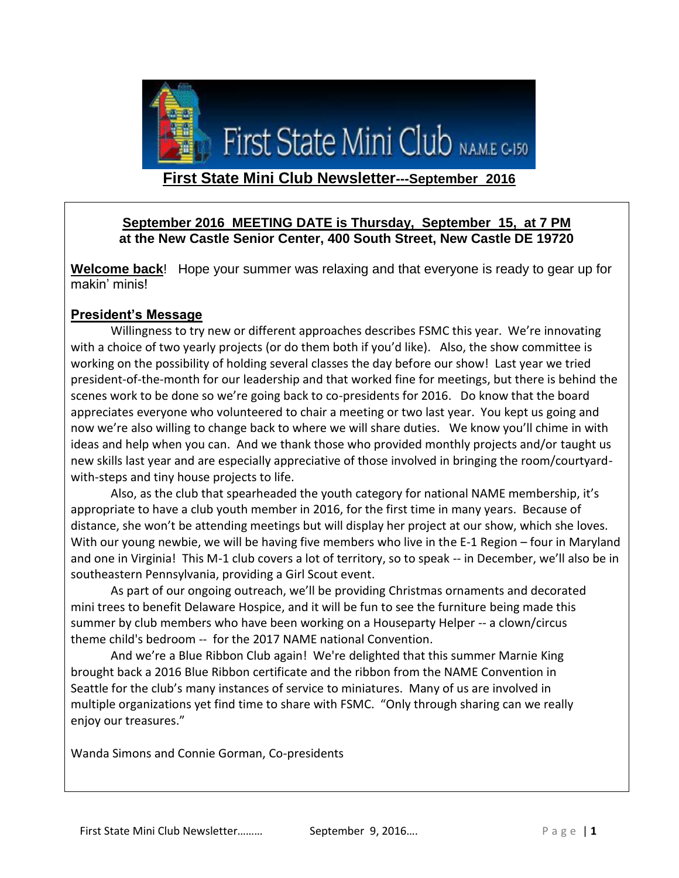# First State Mini Club Newsletter---September 2016

**September 2016 MEETING DATE is Thursday, September 15, at 7 PM**
**at the New Castle Senior Center, 400 South Street, New Castle DE 19720**

**Welcome back**! Hope your summer was relaxing and that everyone is ready to gear up for makin' minis!

## President's Message

Willingness to try new or different approaches describes FSMC this year. We're innovating with a choice of two yearly projects (or do them both if you'd like). Also, the show committee is working on the possibility of holding several classes the day before our show! Last year we tried president-of-the-month for our leadership and that worked fine for meetings, but there is behind the scenes work to be done so we're going back to co-presidents for 2016. Do know that the board appreciates everyone who volunteered to chair a meeting or two last year. You kept us going and now we're also willing to change back to where we will share duties. We know you'll chime in with ideas and help when you can. And we thank those who provided monthly projects and/or taught us new skills last year and are especially appreciative of those involved in bringing the room/courtyard-with-steps and tiny house projects to life.

Also, as the club that spearheaded the youth category for national NAME membership, it's appropriate to have a club youth member in 2016, for the first time in many years. Because of distance, she won't be attending meetings but will display her project at our show, which she loves. With our young newbie, we will be having five members who live in the E-1 Region – four in Maryland and one in Virginia! This M-1 club covers a lot of territory, so to speak -- in December, we'll also be in southeastern Pennsylvania, providing a Girl Scout event.

As part of our ongoing outreach, we'll be providing Christmas ornaments and decorated mini trees to benefit Delaware Hospice, and it will be fun to see the furniture being made this summer by club members who have been working on a Houseparty Helper -- a clown/circus theme child's bedroom -- for the 2017 NAME national Convention.

And we're a Blue Ribbon Club again! We're delighted that this summer Marnie King brought back a 2016 Blue Ribbon certificate and the ribbon from the NAME Convention in Seattle for the club's many instances of service to miniatures. Many of us are involved in multiple organizations yet find time to share with FSMC. "Only through sharing can we really enjoy our treasures."

Wanda Simons and Connie Gorman, Co-presidents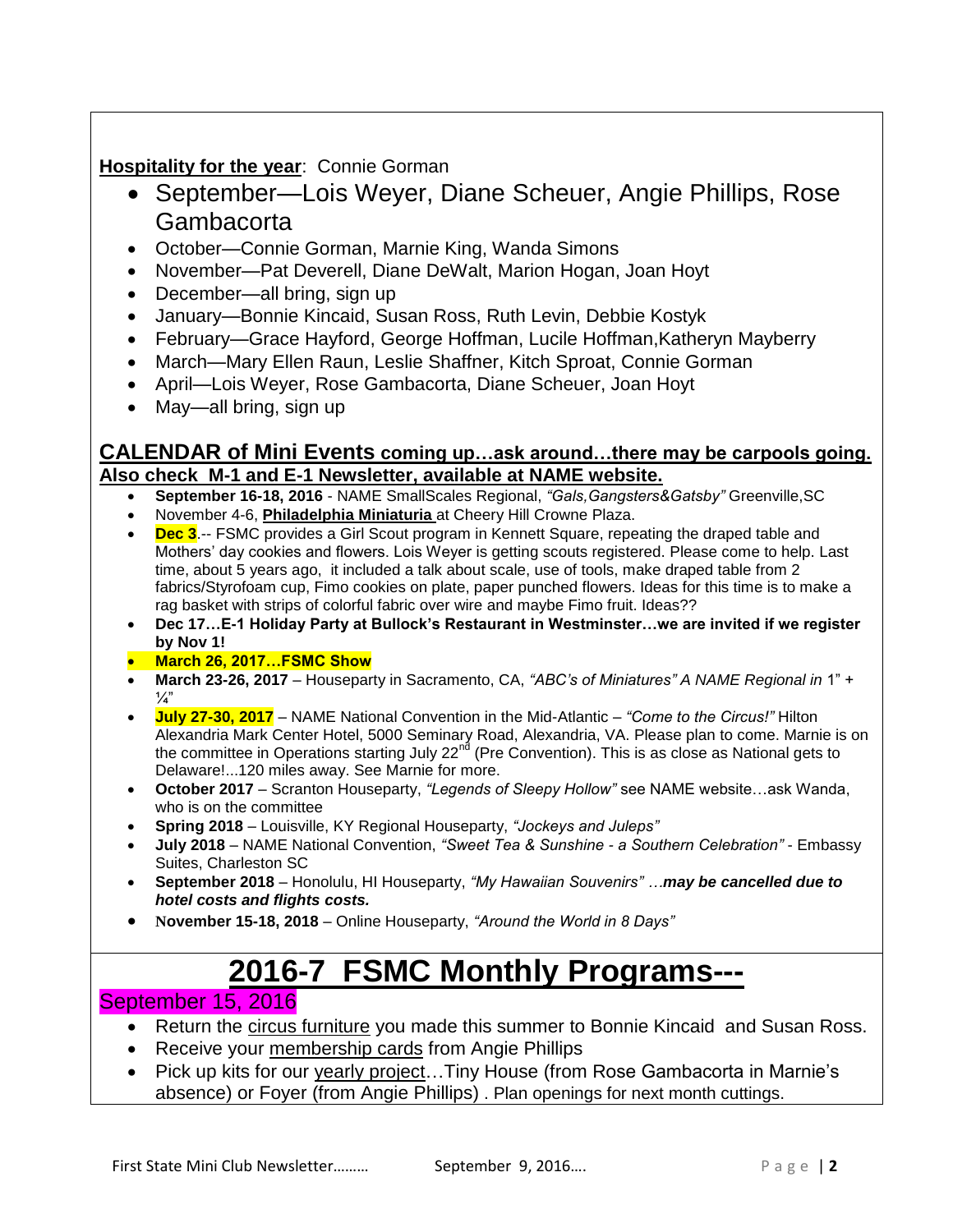**Hospitality for the year**: Connie Gorman

- September—Lois Weyer, Diane Scheuer, Angie Phillips, Rose Gambacorta
- October—Connie Gorman, Marnie King, Wanda Simons
- November—Pat Deverell, Diane DeWalt, Marion Hogan, Joan Hoyt
- December—all bring, sign up
- January—Bonnie Kincaid, Susan Ross, Ruth Levin, Debbie Kostyk
- February—Grace Hayford, George Hoffman, Lucile Hoffman,Katheryn Mayberry
- March—Mary Ellen Raun, Leslie Shaffner, Kitch Sproat, Connie Gorman
- April—Lois Weyer, Rose Gambacorta, Diane Scheuer, Joan Hoyt
- May—all bring, sign up

## CALENDAR of Mini Events coming up…ask around…there may be carpools going. Also check M-1 and E-1 Newsletter, available at NAME website.

- **September 16-18, 2016** - NAME SmallScales Regional, *"Gals,Gangsters&Gatsby"* Greenville,SC
- November 4-6, **Philadelphia Miniaturia** at Cheery Hill Crowne Plaza.
- **Dec 3**.-- FSMC provides a Girl Scout program in Kennett Square, repeating the draped table and Mothers' day cookies and flowers. Lois Weyer is getting scouts registered. Please come to help. Last time, about 5 years ago, it included a talk about scale, use of tools, make draped table from 2 fabrics/Styrofoam cup, Fimo cookies on plate, paper punched flowers. Ideas for this time is to make a rag basket with strips of colorful fabric over wire and maybe Fimo fruit. Ideas??
- **Dec 17…E-1 Holiday Party at Bullock's Restaurant in Westminster…we are invited if we register by Nov 1!**
- **March 26, 2017…FSMC Show**
- **March 23-26, 2017** – Houseparty in Sacramento, CA, *"ABC's of Miniatures" A NAME Regional in* 1" + ¼"
- **July 27-30, 2017** – NAME National Convention in the Mid-Atlantic – *"Come to the Circus!"* Hilton Alexandria Mark Center Hotel, 5000 Seminary Road, Alexandria, VA. Please plan to come. Marnie is on the committee in Operations starting July 22nd (Pre Convention). This is as close as National gets to Delaware!...120 miles away. See Marnie for more.
- **October 2017** – Scranton Houseparty, *"Legends of Sleepy Hollow"* see NAME website…ask Wanda, who is on the committee
- **Spring 2018** – Louisville, KY Regional Houseparty, *"Jockeys and Juleps"*
- **July 2018** – NAME National Convention, *"Sweet Tea & Sunshine - a Southern Celebration"* - Embassy Suites, Charleston SC
- **September 2018** – Honolulu, HI Houseparty, *"My Hawaiian Souvenirs" …**may be cancelled due to hotel costs and flights costs.***
- **November 15-18, 2018** – Online Houseparty, *"Around the World in 8 Days"*

# 2016-7 FSMC Monthly Programs---

### September 15, 2016

- Return the circus furniture you made this summer to Bonnie Kincaid and Susan Ross.
- Receive your membership cards from Angie Phillips
- Pick up kits for our yearly project…Tiny House (from Rose Gambacorta in Marnie's absence) or Foyer (from Angie Phillips) . Plan openings for next month cuttings.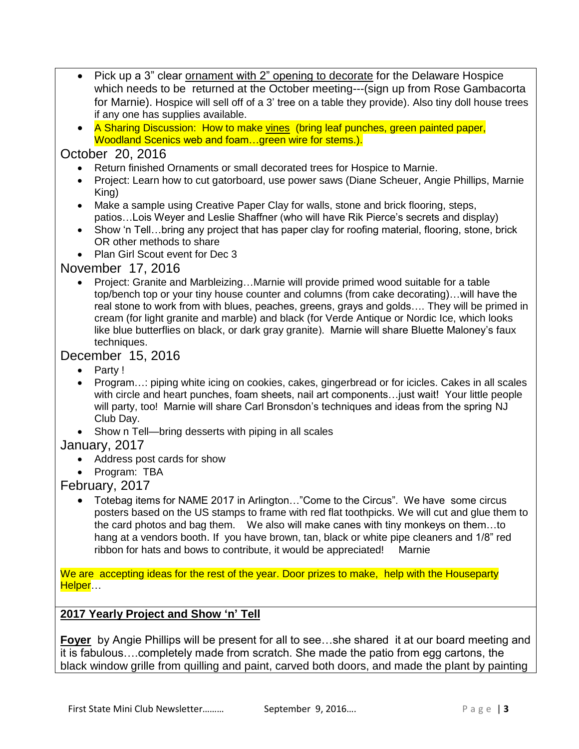- Pick up a 3" clear ornament with 2" opening to decorate for the Delaware Hospice which needs to be returned at the October meeting---(sign up from Rose Gambacorta for Marnie). Hospice will sell off of a 3' tree on a table they provide). Also tiny doll house trees if any one has supplies available.
- A Sharing Discussion: How to make vines (bring leaf punches, green painted paper, Woodland Scenics web and foam…green wire for stems.).

## October 20, 2016

- Return finished Ornaments or small decorated trees for Hospice to Marnie.
- Project: Learn how to cut gatorboard, use power saws (Diane Scheuer, Angie Phillips, Marnie King)
- Make a sample using Creative Paper Clay for walls, stone and brick flooring, steps, patios…Lois Weyer and Leslie Shaffner (who will have Rik Pierce's secrets and display)
- Show 'n Tell…bring any project that has paper clay for roofing material, flooring, stone, brick OR other methods to share
- Plan Girl Scout event for Dec 3

## November 17, 2016

- Project: Granite and Marbleizing…Marnie will provide primed wood suitable for a table top/bench top or your tiny house counter and columns (from cake decorating)…will have the real stone to work from with blues, peaches, greens, grays and golds…. They will be primed in cream (for light granite and marble) and black (for Verde Antique or Nordic Ice, which looks like blue butterflies on black, or dark gray granite). Marnie will share Bluette Maloney's faux techniques.

## December 15, 2016

- Party !
- Program…: piping white icing on cookies, cakes, gingerbread or for icicles. Cakes in all scales with circle and heart punches, foam sheets, nail art components…just wait! Your little people will party, too! Marnie will share Carl Bronsdon's techniques and ideas from the spring NJ Club Day.
- Show n Tell—bring desserts with piping in all scales

## January, 2017

- Address post cards for show
- Program: TBA

## February, 2017

- Totebag items for NAME 2017 in Arlington…"Come to the Circus". We have some circus posters based on the US stamps to frame with red flat toothpicks. We will cut and glue them to the card photos and bag them. We also will make canes with tiny monkeys on them…to hang at a vendors booth. If you have brown, tan, black or white pipe cleaners and 1/8" red ribbon for hats and bows to contribute, it would be appreciated! Marnie

We are accepting ideas for the rest of the year. Door prizes to make, help with the Houseparty Helper…

**2017 Yearly Project and Show 'n' Tell**

**Foyer** by Angie Phillips will be present for all to see…she shared it at our board meeting and it is fabulous….completely made from scratch. She made the patio from egg cartons, the black window grille from quilling and paint, carved both doors, and made the plant by painting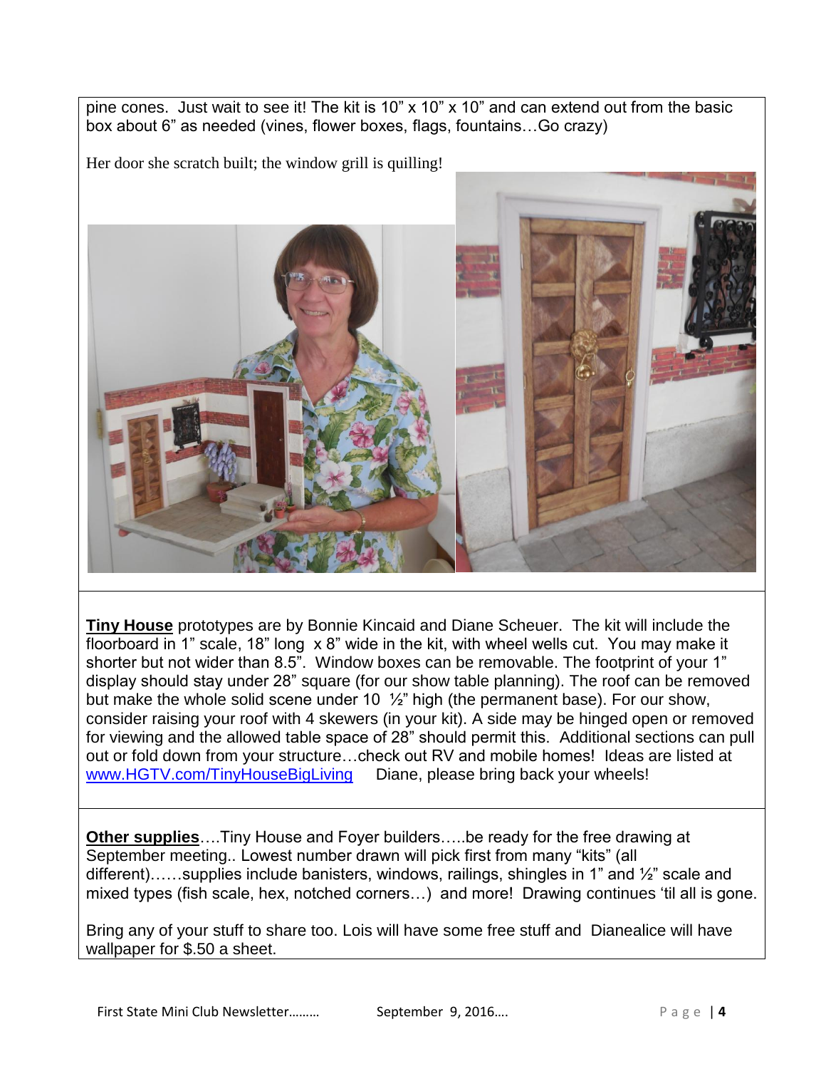pine cones. Just wait to see it! The kit is 10" x 10" x 10" and can extend out from the basic box about 6" as needed (vines, flower boxes, flags, fountains…Go crazy)

Her door she scratch built; the window grill is quilling!

**Tiny House** prototypes are by Bonnie Kincaid and Diane Scheuer. The kit will include the floorboard in 1" scale, 18" long x 8" wide in the kit, with wheel wells cut. You may make it shorter but not wider than 8.5". Window boxes can be removable. The footprint of your 1" display should stay under 28" square (for our show table planning). The roof can be removed but make the whole solid scene under 10 ½" high (the permanent base). For our show, consider raising your roof with 4 skewers (in your kit). A side may be hinged open or removed for viewing and the allowed table space of 28" should permit this. Additional sections can pull out or fold down from your structure…check out RV and mobile homes! Ideas are listed at www.HGTV.com/TinyHouseBigLiving Diane, please bring back your wheels!

**Other supplies**….Tiny House and Foyer builders…..be ready for the free drawing at September meeting.. Lowest number drawn will pick first from many "kits" (all different)……supplies include banisters, windows, railings, shingles in 1" and ½" scale and mixed types (fish scale, hex, notched corners…) and more! Drawing continues 'til all is gone.

Bring any of your stuff to share too. Lois will have some free stuff and Dianealice will have wallpaper for $.50 a sheet.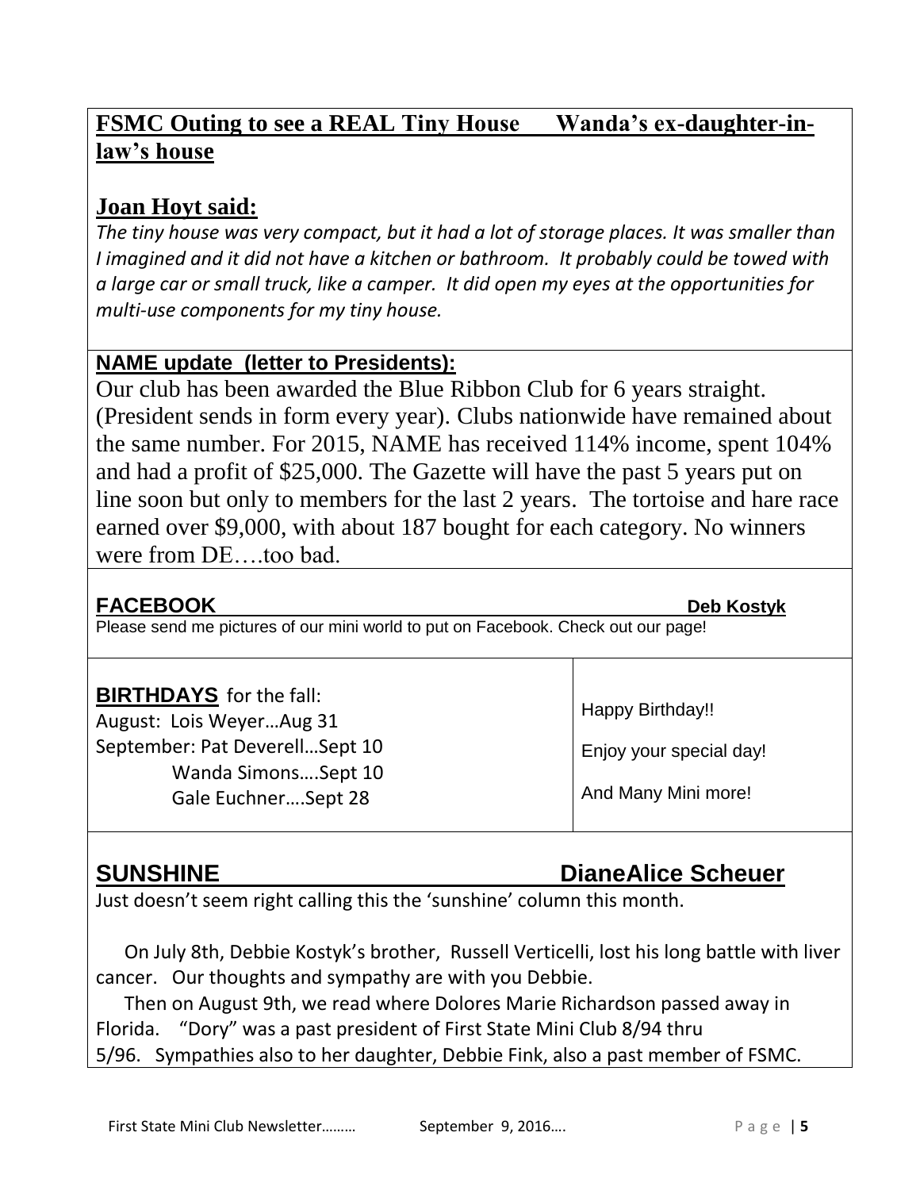## FSMC Outing to see a REAL Tiny House Wanda's ex-daughter-in-law's house

### Joan Hoyt said:

*The tiny house was very compact, but it had a lot of storage places. It was smaller than I imagined and it did not have a kitchen or bathroom. It probably could be towed with a large car or small truck, like a camper. It did open my eyes at the opportunities for multi-use components for my tiny house.*

### NAME update (letter to Presidents):

Our club has been awarded the Blue Ribbon Club for 6 years straight. (President sends in form every year). Clubs nationwide have remained about the same number. For 2015, NAME has received 114% income, spent 104% and had a profit of $25,000. The Gazette will have the past 5 years put on line soon but only to members for the last 2 years. The tortoise and hare race earned over $9,000, with about 187 bought for each category. No winners were from DE….too bad.

### FACEBOOK **Deb Kostyk**

Please send me pictures of our mini world to put on Facebook. Check out our page!

### BIRTHDAYS for the fall:

August: Lois Weyer…Aug 31
September: Pat Deverell…Sept 10
Wanda Simons….Sept 10
Gale Euchner….Sept 28

Happy Birthday!!

Enjoy your special day!

And Many Mini more!

## SUNSHINE DianeAlice Scheuer

Just doesn't seem right calling this the 'sunshine' column this month.

On July 8th, Debbie Kostyk's brother, Russell Verticelli, lost his long battle with liver cancer. Our thoughts and sympathy are with you Debbie.

Then on August 9th, we read where Dolores Marie Richardson passed away in Florida. "Dory" was a past president of First State Mini Club 8/94 thru 5/96. Sympathies also to her daughter, Debbie Fink, also a past member of FSMC.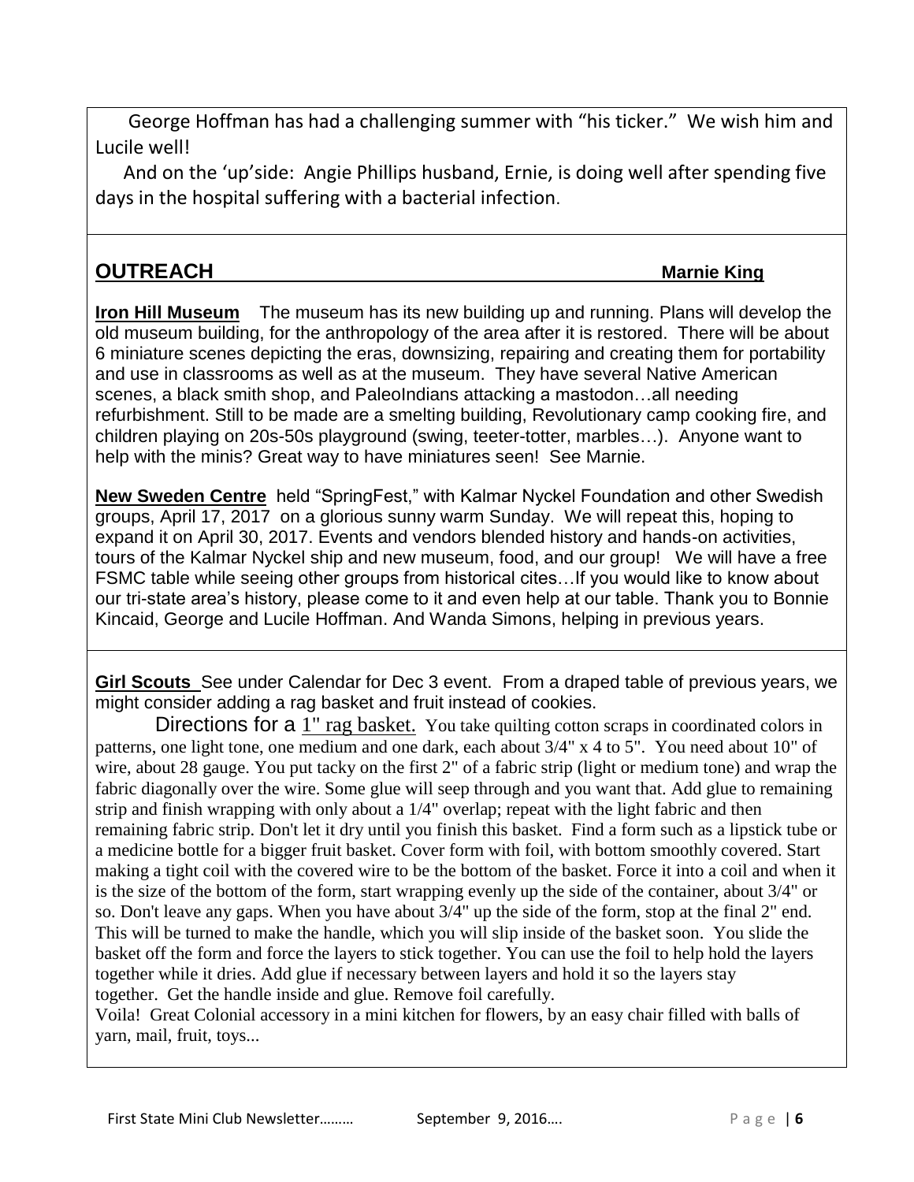George Hoffman has had a challenging summer with "his ticker." We wish him and Lucile well!

And on the 'up'side: Angie Phillips husband, Ernie, is doing well after spending five days in the hospital suffering with a bacterial infection.

## OUTREACH — Marnie King

**Iron Hill Museum** The museum has its new building up and running. Plans will develop the old museum building, for the anthropology of the area after it is restored. There will be about 6 miniature scenes depicting the eras, downsizing, repairing and creating them for portability and use in classrooms as well as at the museum. They have several Native American scenes, a black smith shop, and PaleoIndians attacking a mastodon…all needing refurbishment. Still to be made are a smelting building, Revolutionary camp cooking fire, and children playing on 20s-50s playground (swing, teeter-totter, marbles…). Anyone want to help with the minis? Great way to have miniatures seen! See Marnie.

**New Sweden Centre** held "SpringFest," with Kalmar Nyckel Foundation and other Swedish groups, April 17, 2017 on a glorious sunny warm Sunday. We will repeat this, hoping to expand it on April 30, 2017. Events and vendors blended history and hands-on activities, tours of the Kalmar Nyckel ship and new museum, food, and our group! We will have a free FSMC table while seeing other groups from historical cites…If you would like to know about our tri-state area's history, please come to it and even help at our table. Thank you to Bonnie Kincaid, George and Lucile Hoffman. And Wanda Simons, helping in previous years.

**Girl Scouts** See under Calendar for Dec 3 event. From a draped table of previous years, we might consider adding a rag basket and fruit instead of cookies.

Directions for a 1" rag basket. You take quilting cotton scraps in coordinated colors in patterns, one light tone, one medium and one dark, each about 3/4" x 4 to 5". You need about 10" of wire, about 28 gauge. You put tacky on the first 2" of a fabric strip (light or medium tone) and wrap the fabric diagonally over the wire. Some glue will seep through and you want that. Add glue to remaining strip and finish wrapping with only about a 1/4" overlap; repeat with the light fabric and then remaining fabric strip. Don't let it dry until you finish this basket. Find a form such as a lipstick tube or a medicine bottle for a bigger fruit basket. Cover form with foil, with bottom smoothly covered. Start making a tight coil with the covered wire to be the bottom of the basket. Force it into a coil and when it is the size of the bottom of the form, start wrapping evenly up the side of the container, about 3/4" or so. Don't leave any gaps. When you have about 3/4" up the side of the form, stop at the final 2" end. This will be turned to make the handle, which you will slip inside of the basket soon. You slide the basket off the form and force the layers to stick together. You can use the foil to help hold the layers together while it dries. Add glue if necessary between layers and hold it so the layers stay together. Get the handle inside and glue. Remove foil carefully.

Voila! Great Colonial accessory in a mini kitchen for flowers, by an easy chair filled with balls of yarn, mail, fruit, toys...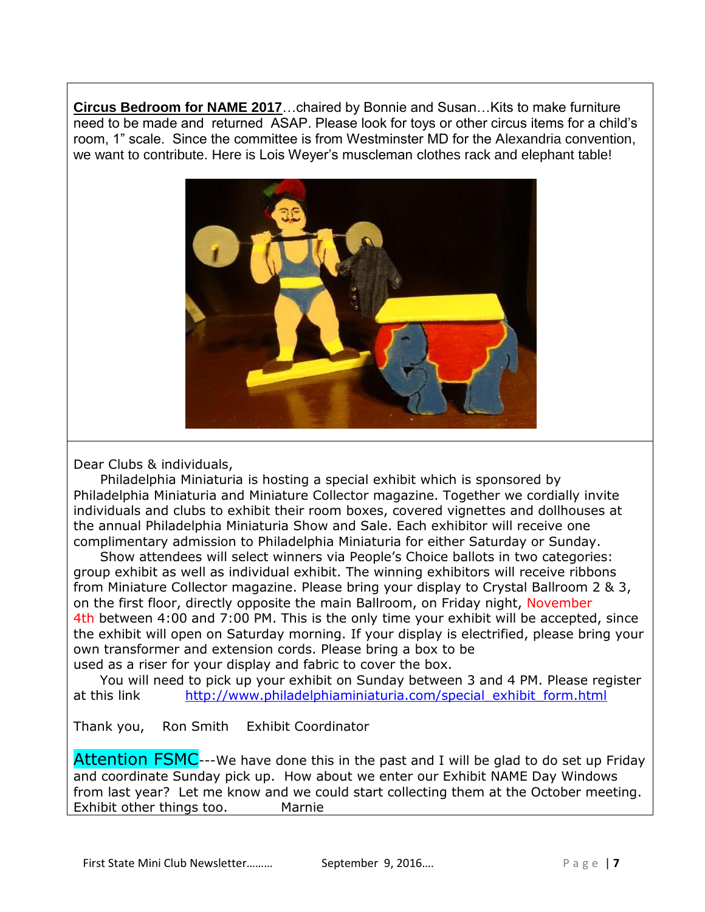**Circus Bedroom for NAME 2017**…chaired by Bonnie and Susan…Kits to make furniture need to be made and returned ASAP. Please look for toys or other circus items for a child's room, 1" scale. Since the committee is from Westminster MD for the Alexandria convention, we want to contribute. Here is Lois Weyer's muscleman clothes rack and elephant table!

Dear Clubs & individuals,

Philadelphia Miniaturia is hosting a special exhibit which is sponsored by Philadelphia Miniaturia and Miniature Collector magazine. Together we cordially invite individuals and clubs to exhibit their room boxes, covered vignettes and dollhouses at the annual Philadelphia Miniaturia Show and Sale. Each exhibitor will receive one complimentary admission to Philadelphia Miniaturia for either Saturday or Sunday.

Show attendees will select winners via People's Choice ballots in two categories: group exhibit as well as individual exhibit. The winning exhibitors will receive ribbons from Miniature Collector magazine. Please bring your display to Crystal Ballroom 2 & 3, on the first floor, directly opposite the main Ballroom, on Friday night, November 4th between 4:00 and 7:00 PM. This is the only time your exhibit will be accepted, since the exhibit will open on Saturday morning. If your display is electrified, please bring your own transformer and extension cords. Please bring a box to be used as a riser for your display and fabric to cover the box.

You will need to pick up your exhibit on Sunday between 3 and 4 PM. Please register at this link http://www.philadelphiaminiaturia.com/special_exhibit_form.html

Thank you, Ron Smith Exhibit Coordinator

Attention FSMC---We have done this in the past and I will be glad to do set up Friday and coordinate Sunday pick up. How about we enter our Exhibit NAME Day Windows from last year? Let me know and we could start collecting them at the October meeting. Exhibit other things too. Marnie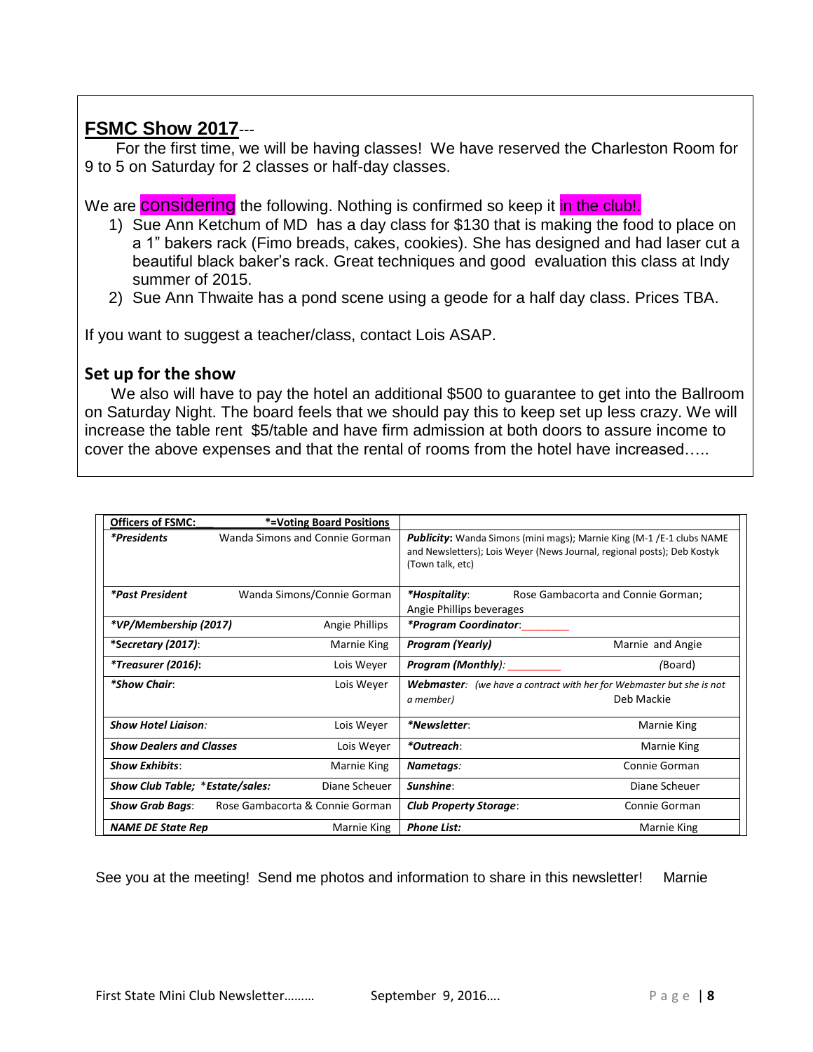## **FSMC Show 2017**---

For the first time, we will be having classes! We have reserved the Charleston Room for 9 to 5 on Saturday for 2 classes or half-day classes.

We are considering the following. Nothing is confirmed so keep it in the club!.

1) Sue Ann Ketchum of MD has a day class for $130 that is making the food to place on a 1" bakers rack (Fimo breads, cakes, cookies). She has designed and had laser cut a beautiful black baker's rack. Great techniques and good evaluation this class at Indy summer of 2015.
2) Sue Ann Thwaite has a pond scene using a geode for a half day class. Prices TBA.

If you want to suggest a teacher/class, contact Lois ASAP.

### Set up for the show

We also will have to pay the hotel an additional $500 to guarantee to get into the Ballroom on Saturday Night. The board feels that we should pay this to keep set up less crazy. We will increase the table rent $5/table and have firm admission at both doors to assure income to cover the above expenses and that the rental of rooms from the hotel have increased…..

| **Officers of FSMC:** | ***=Voting Board Positions** | | |
|---|---|---|---|
| ***Presidents** | Wanda Simons and Connie Gorman | ***Publicity*:** Wanda Simons (mini mags); Marnie King (M-1 /E-1 clubs NAME and Newsletters); Lois Weyer (News Journal, regional posts); Deb Kostyk (Town talk, etc) | |
| ***Past President** | Wanda Simons/Connie Gorman | ***Hospitality**: | Rose Gambacorta and Connie Gorman; Angie Phillips beverages |
| ***VP/Membership (2017)** | Angie Phillips | ***Program Coordinator**: | |
| ***Secretary (2017)**: | Marnie King | ***Program (Yearly)*** | Marnie and Angie |
| ***Treasurer (2016)**: | Lois Weyer | ***Program (Monthly)***: | *(Board)* |
| ***Show Chair**: | Lois Weyer | ***Webmaster***: *(we have a contract with her for Webmaster but she is not a member)* | Deb Mackie |
| ***Show Hotel Liaison***: | Lois Weyer | ***Newsletter**: | Marnie King |
| ***Show Dealers and Classes*** | Lois Weyer | ***Outreach**: | Marnie King |
| ***Show Exhibits***: | Marnie King | ***Nametags***: | Connie Gorman |
| ***Show Club Table***; ****Estate/sales***: | Diane Scheuer | ***Sunshine***: | Diane Scheuer |
| ***Show Grab Bags***: | Rose Gambacorta & Connie Gorman | ***Club Property Storage***: | Connie Gorman |
| ***NAME DE State Rep*** | Marnie King | ***Phone List:*** | Marnie King |

See you at the meeting! Send me photos and information to share in this newsletter! Marnie